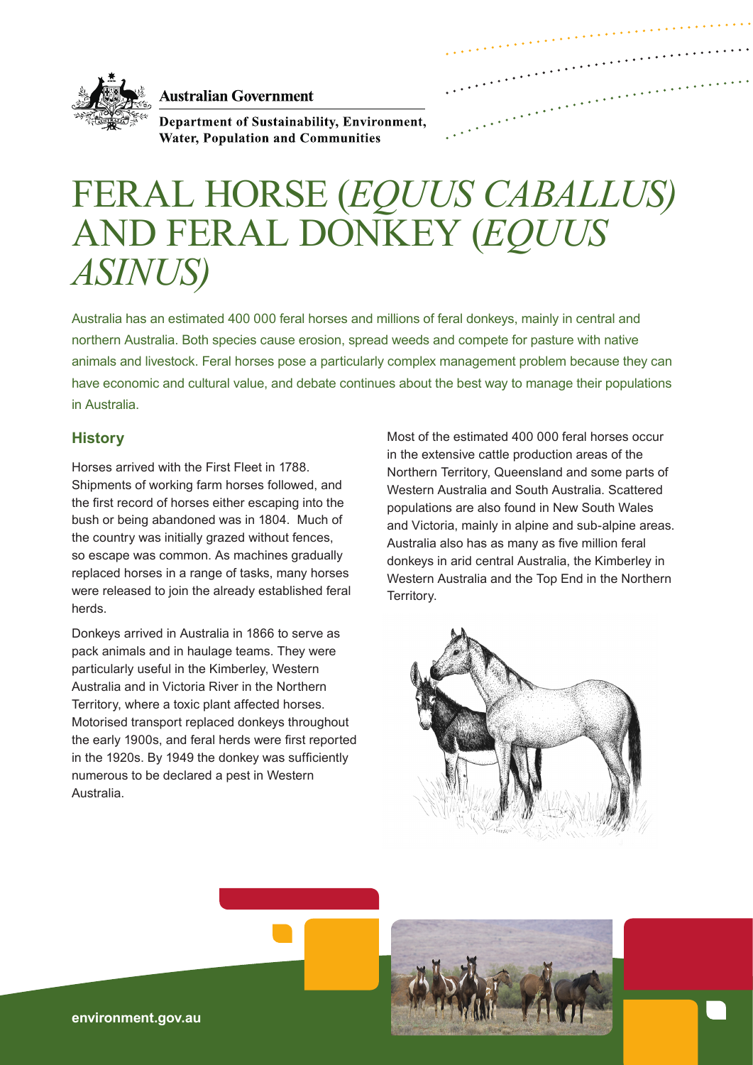Australian Government

Department of Sustainability, Environment, Water, Population and Communities

# FERAL HORSE (*EQUUS CABALLUS*) AND FERAL DONKEY (*EQUUS ASINUS*)

Australia has an estimated 400 000 feral horses and millions of feral donkeys, mainly in central and northern Australia. Both species cause erosion, spread weeds and compete for pasture with native animals and livestock. Feral horses pose a particularly complex management problem because they can have economic and cultural value, and debate continues about the best way to manage their populations in Australia.

## History

Horses arrived with the First Fleet in 1788. Shipments of working farm horses followed, and the first record of horses either escaping into the bush or being abandoned was in 1804. Much of the country was initially grazed without fences, so escape was common. As machines gradually replaced horses in a range of tasks, many horses were released to join the already established feral herds.

Donkeys arrived in Australia in 1866 to serve as pack animals and in haulage teams. They were particularly useful in the Kimberley, Western Australia and in Victoria River in the Northern Territory, where a toxic plant affected horses. Motorised transport replaced donkeys throughout the early 1900s, and feral herds were first reported in the 1920s. By 1949 the donkey was sufficiently numerous to be declared a pest in Western Australia.

Most of the estimated 400 000 feral horses occur in the extensive cattle production areas of the Northern Territory, Queensland and some parts of Western Australia and South Australia. Scattered populations are also found in New South Wales and Victoria, mainly in alpine and sub-alpine areas. Australia also has as many as five million feral donkeys in arid central Australia, the Kimberley in Western Australia and the Top End in the Northern Territory.

environment.gov.au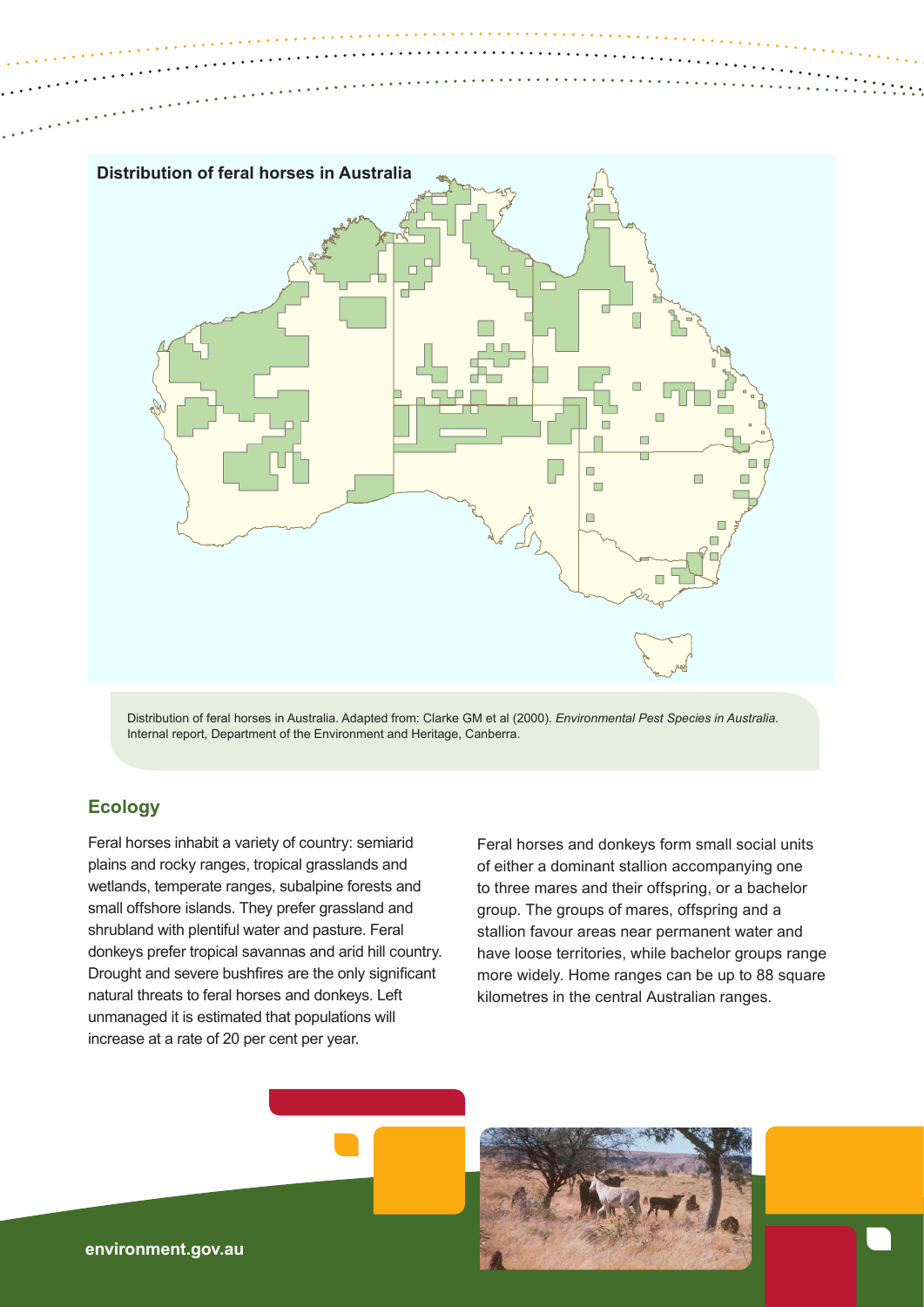**Distribution of feral horses in Australia**

Distribution of feral horses in Australia. Adapted from: Clarke GM et al (2000). *Environmental Pest Species in Australia*. Internal report, Department of the Environment and Heritage, Canberra.

## Ecology

Feral horses inhabit a variety of country: semiarid plains and rocky ranges, tropical grasslands and wetlands, temperate ranges, subalpine forests and small offshore islands. They prefer grassland and shrubland with plentiful water and pasture. Feral donkeys prefer tropical savannas and arid hill country. Drought and severe bushfires are the only significant natural threats to feral horses and donkeys. Left unmanaged it is estimated that populations will increase at a rate of 20 per cent per year.

Feral horses and donkeys form small social units of either a dominant stallion accompanying one to three mares and their offspring, or a bachelor group. The groups of mares, offspring and a stallion favour areas near permanent water and have loose territories, while bachelor groups range more widely. Home ranges can be up to 88 square kilometres in the central Australian ranges.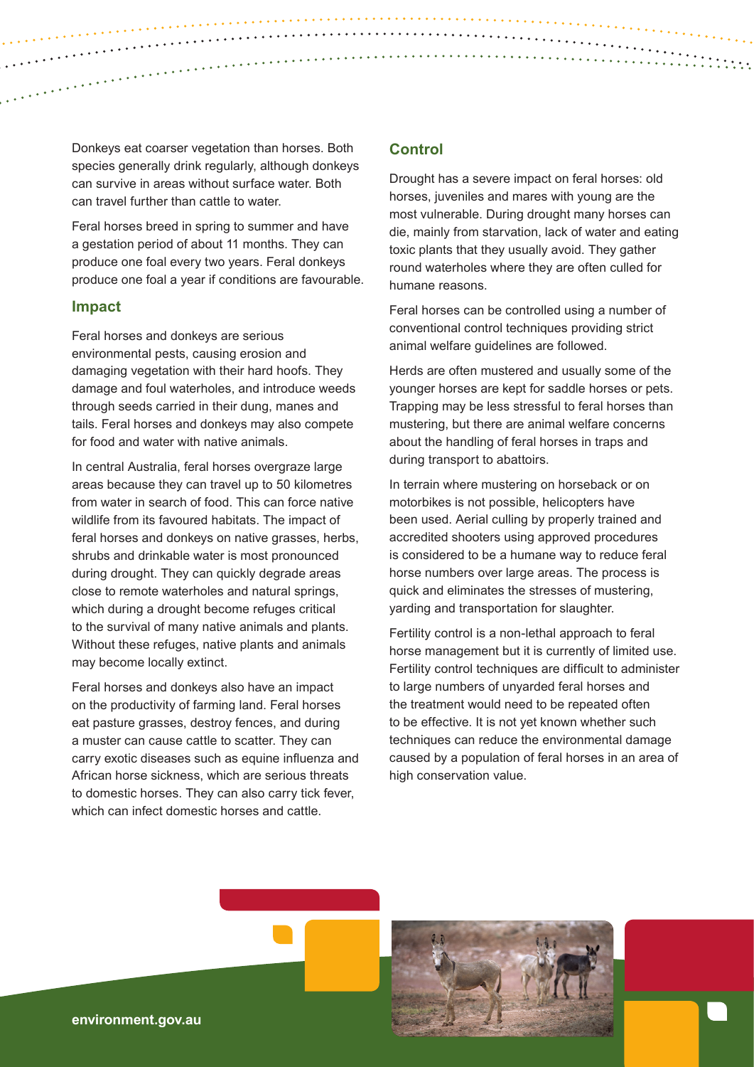Donkeys eat coarser vegetation than horses. Both species generally drink regularly, although donkeys can survive in areas without surface water. Both can travel further than cattle to water.

Feral horses breed in spring to summer and have a gestation period of about 11 months. They can produce one foal every two years. Feral donkeys produce one foal a year if conditions are favourable.

## Impact

Feral horses and donkeys are serious environmental pests, causing erosion and damaging vegetation with their hard hoofs. They damage and foul waterholes, and introduce weeds through seeds carried in their dung, manes and tails. Feral horses and donkeys may also compete for food and water with native animals.

In central Australia, feral horses overgraze large areas because they can travel up to 50 kilometres from water in search of food. This can force native wildlife from its favoured habitats. The impact of feral horses and donkeys on native grasses, herbs, shrubs and drinkable water is most pronounced during drought. They can quickly degrade areas close to remote waterholes and natural springs, which during a drought become refuges critical to the survival of many native animals and plants. Without these refuges, native plants and animals may become locally extinct.

Feral horses and donkeys also have an impact on the productivity of farming land. Feral horses eat pasture grasses, destroy fences, and during a muster can cause cattle to scatter. They can carry exotic diseases such as equine influenza and African horse sickness, which are serious threats to domestic horses. They can also carry tick fever, which can infect domestic horses and cattle.

## Control

Drought has a severe impact on feral horses: old horses, juveniles and mares with young are the most vulnerable. During drought many horses can die, mainly from starvation, lack of water and eating toxic plants that they usually avoid. They gather round waterholes where they are often culled for humane reasons.

Feral horses can be controlled using a number of conventional control techniques providing strict animal welfare guidelines are followed.

Herds are often mustered and usually some of the younger horses are kept for saddle horses or pets. Trapping may be less stressful to feral horses than mustering, but there are animal welfare concerns about the handling of feral horses in traps and during transport to abattoirs.

In terrain where mustering on horseback or on motorbikes is not possible, helicopters have been used. Aerial culling by properly trained and accredited shooters using approved procedures is considered to be a humane way to reduce feral horse numbers over large areas. The process is quick and eliminates the stresses of mustering, yarding and transportation for slaughter.

Fertility control is a non-lethal approach to feral horse management but it is currently of limited use. Fertility control techniques are difficult to administer to large numbers of unyarded feral horses and the treatment would need to be repeated often to be effective. It is not yet known whether such techniques can reduce the environmental damage caused by a population of feral horses in an area of high conservation value.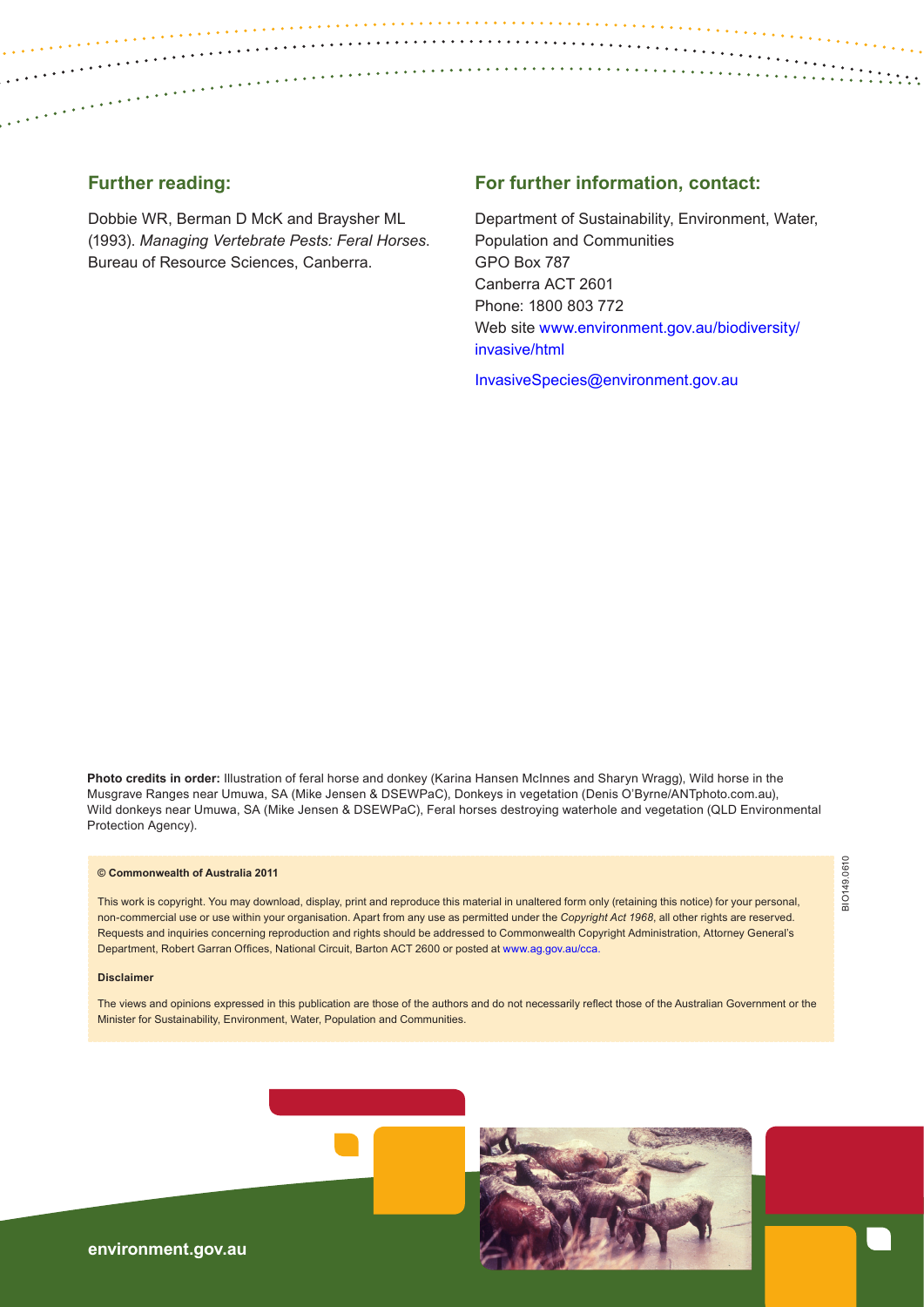## Further reading:

Dobbie WR, Berman D McK and Braysher ML (1993). *Managing Vertebrate Pests: Feral Horses*. Bureau of Resource Sciences, Canberra.

## For further information, contact:

Department of Sustainability, Environment, Water, Population and Communities
GPO Box 787
Canberra ACT 2601
Phone: 1800 803 772
Web site www.environment.gov.au/biodiversity/invasive/html

InvasiveSpecies@environment.gov.au

**Photo credits in order:** Illustration of feral horse and donkey (Karina Hansen McInnes and Sharyn Wragg), Wild horse in the Musgrave Ranges near Umuwa, SA (Mike Jensen & DSEWPaC), Donkeys in vegetation (Denis O'Byrne/ANTphoto.com.au), Wild donkeys near Umuwa, SA (Mike Jensen & DSEWPaC), Feral horses destroying waterhole and vegetation (QLD Environmental Protection Agency).

**© Commonwealth of Australia 2011**

This work is copyright. You may download, display, print and reproduce this material in unaltered form only (retaining this notice) for your personal, non-commercial use or use within your organisation. Apart from any use as permitted under the *Copyright Act 1968*, all other rights are reserved. Requests and inquiries concerning reproduction and rights should be addressed to Commonwealth Copyright Administration, Attorney General's Department, Robert Garran Offices, National Circuit, Barton ACT 2600 or posted at www.ag.gov.au/cca.

**Disclaimer**

The views and opinions expressed in this publication are those of the authors and do not necessarily reflect those of the Australian Government or the Minister for Sustainability, Environment, Water, Population and Communities.

BIO149.0610

**environment.gov.au**